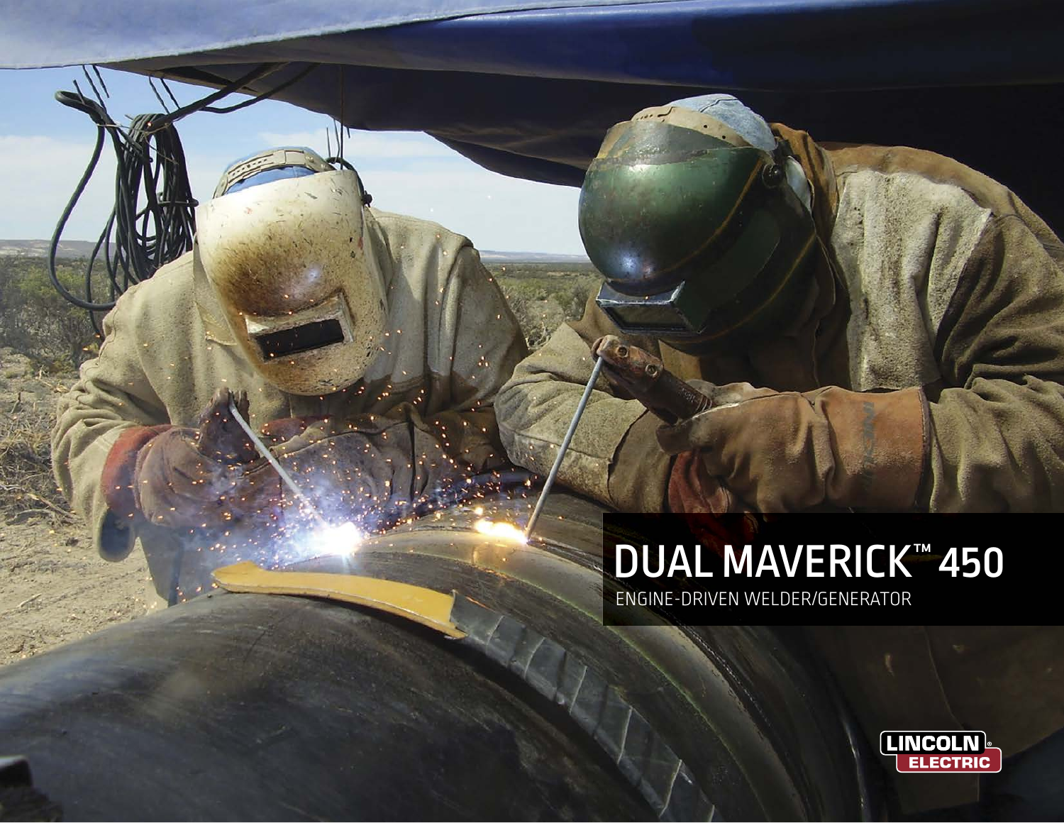# DUAL MAVERICK™ 450

ENGINE-DRIVEN WELDER/GENERATOR

LINCOLN ELECTRIC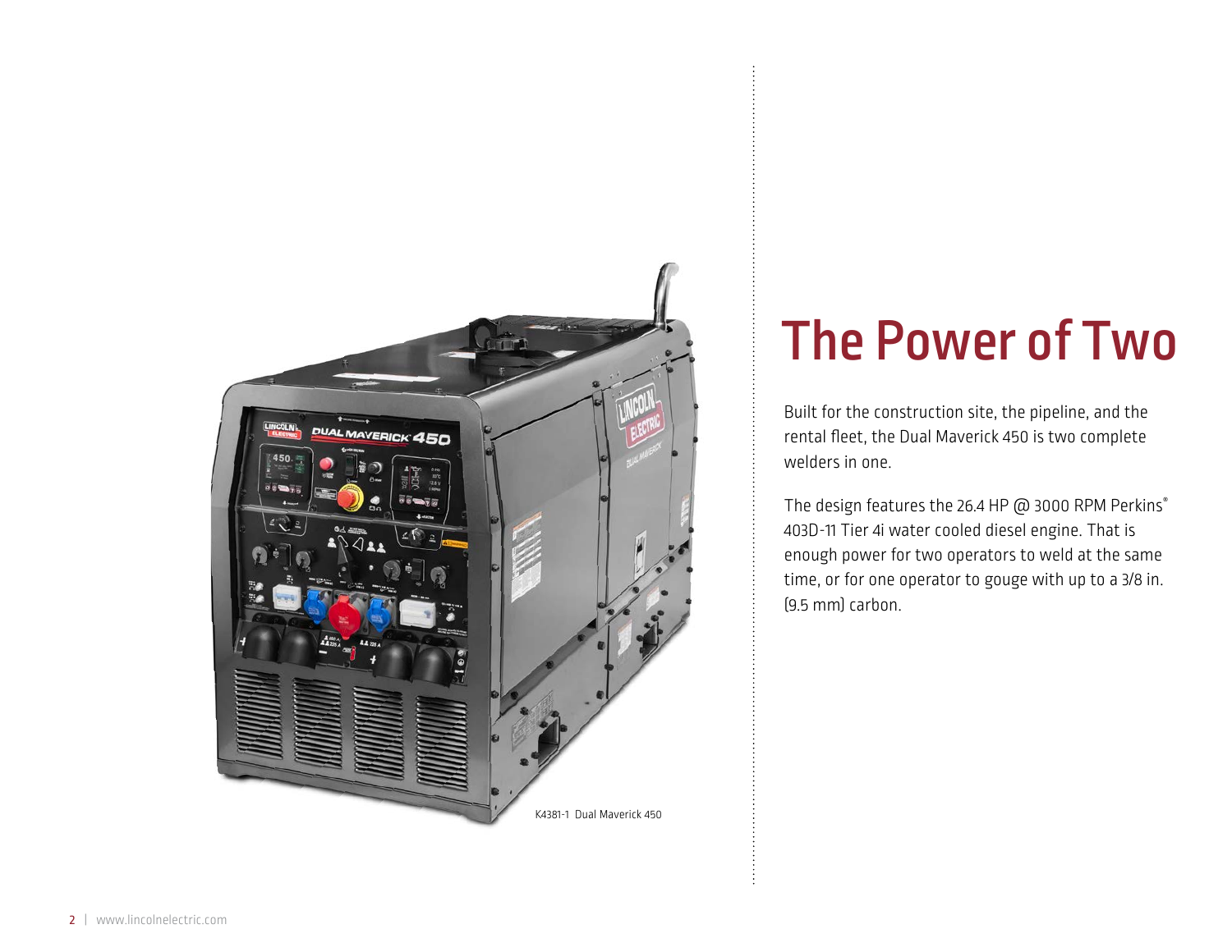K4381-1 Dual Maverick 450

# The Power of Two

Built for the construction site, the pipeline, and the rental fleet, the Dual Maverick 450 is two complete welders in one.

The design features the 26.4 HP @ 3000 RPM Perkins® 403D-11 Tier 4i water cooled diesel engine. That is enough power for two operators to weld at the same time, or for one operator to gouge with up to a 3/8 in. (9.5 mm) carbon.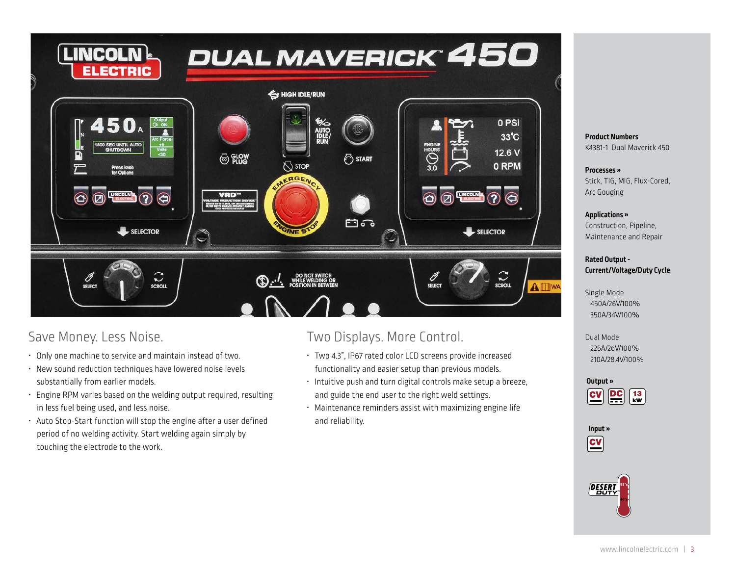## Save Money. Less Noise.

- Only one machine to service and maintain instead of two.
- New sound reduction techniques have lowered noise levels substantially from earlier models.
- Engine RPM varies based on the welding output required, resulting in less fuel being used, and less noise.
- Auto Stop-Start function will stop the engine after a user defined period of no welding activity. Start welding again simply by touching the electrode to the work.

## Two Displays. More Control.

- Two 4.3", IP67 rated color LCD screens provide increased functionality and easier setup than previous models.
- Intuitive push and turn digital controls make setup a breeze, and guide the end user to the right weld settings.
- Maintenance reminders assist with maximizing engine life and reliability.

**Product Numbers**
K4381-1 Dual Maverick 450

**Processes »**
Stick, TIG, MIG, Flux-Cored, Arc Gouging

**Applications »**
Construction, Pipeline, Maintenance and Repair

**Rated Output - Current/Voltage/Duty Cycle**

Single Mode
450A/26V/100%
350A/34V/100%

Dual Mode
225A/26V/100%
210A/28.4V/100%

**Output »**
CV DC 13 kW

**Input »**
CV

DESERT DUTY 55°C 40°C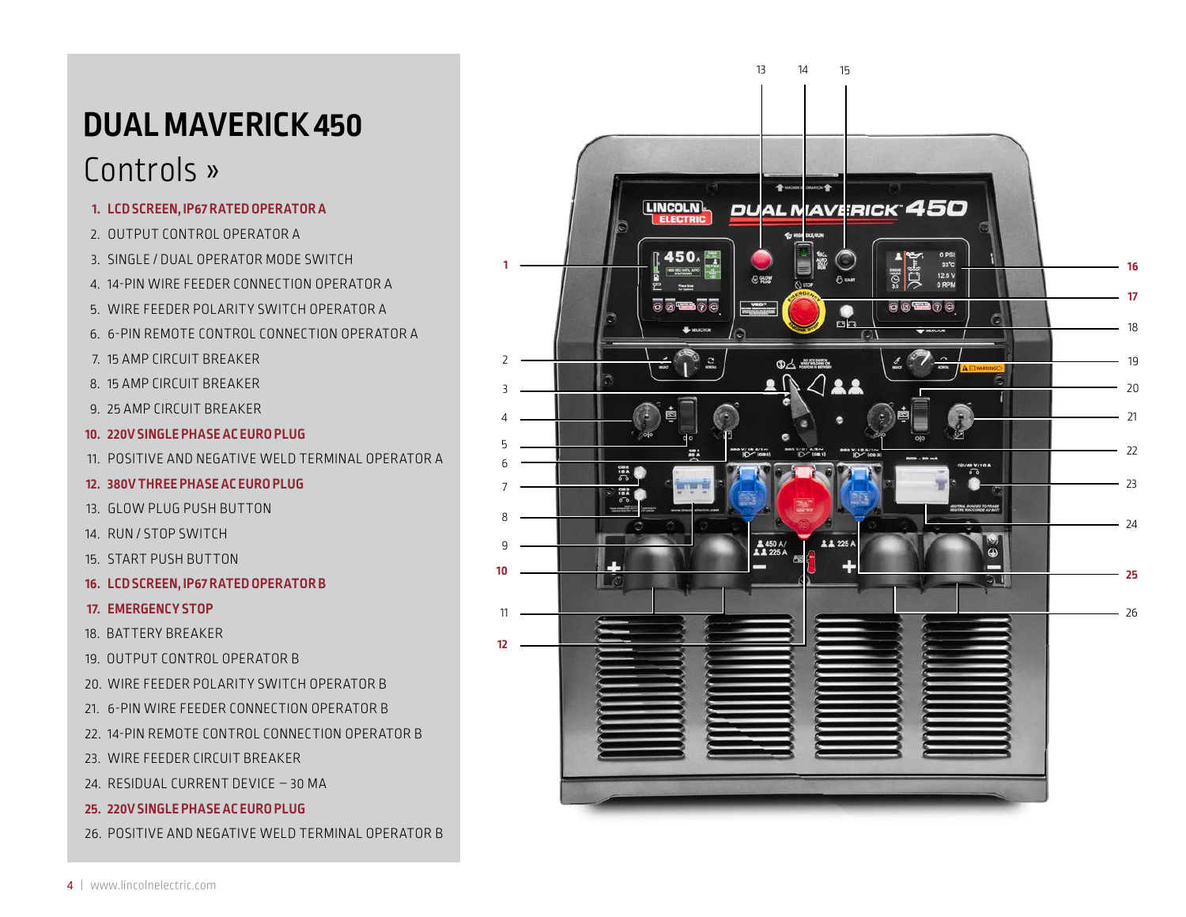# DUAL MAVERICK 450

## Controls »

1. **LCD SCREEN, IP67 RATED OPERATOR A**
2. OUTPUT CONTROL OPERATOR A
3. SINGLE / DUAL OPERATOR MODE SWITCH
4. 14-PIN WIRE FEEDER CONNECTION OPERATOR A
5. WIRE FEEDER POLARITY SWITCH OPERATOR A
6. 6-PIN REMOTE CONTROL CONNECTION OPERATOR A
7. 15 AMP CIRCUIT BREAKER
8. 15 AMP CIRCUIT BREAKER
9. 25 AMP CIRCUIT BREAKER
10. **220V SINGLE PHASE AC EURO PLUG**
11. POSITIVE AND NEGATIVE WELD TERMINAL OPERATOR A
12. **380V THREE PHASE AC EURO PLUG**
13. GLOW PLUG PUSH BUTTON
14. RUN / STOP SWITCH
15. START PUSH BUTTON
16. **LCD SCREEN, IP67 RATED OPERATOR B**
17. **EMERGENCY STOP**
18. BATTERY BREAKER
19. OUTPUT CONTROL OPERATOR B
20. WIRE FEEDER POLARITY SWITCH OPERATOR B
21. 6-PIN WIRE FEEDER CONNECTION OPERATOR B
22. 14-PIN REMOTE CONTROL CONNECTION OPERATOR B
23. WIRE FEEDER CIRCUIT BREAKER
24. RESIDUAL CURRENT DEVICE – 30 MA
25. **220V SINGLE PHASE AC EURO PLUG**
26. POSITIVE AND NEGATIVE WELD TERMINAL OPERATOR B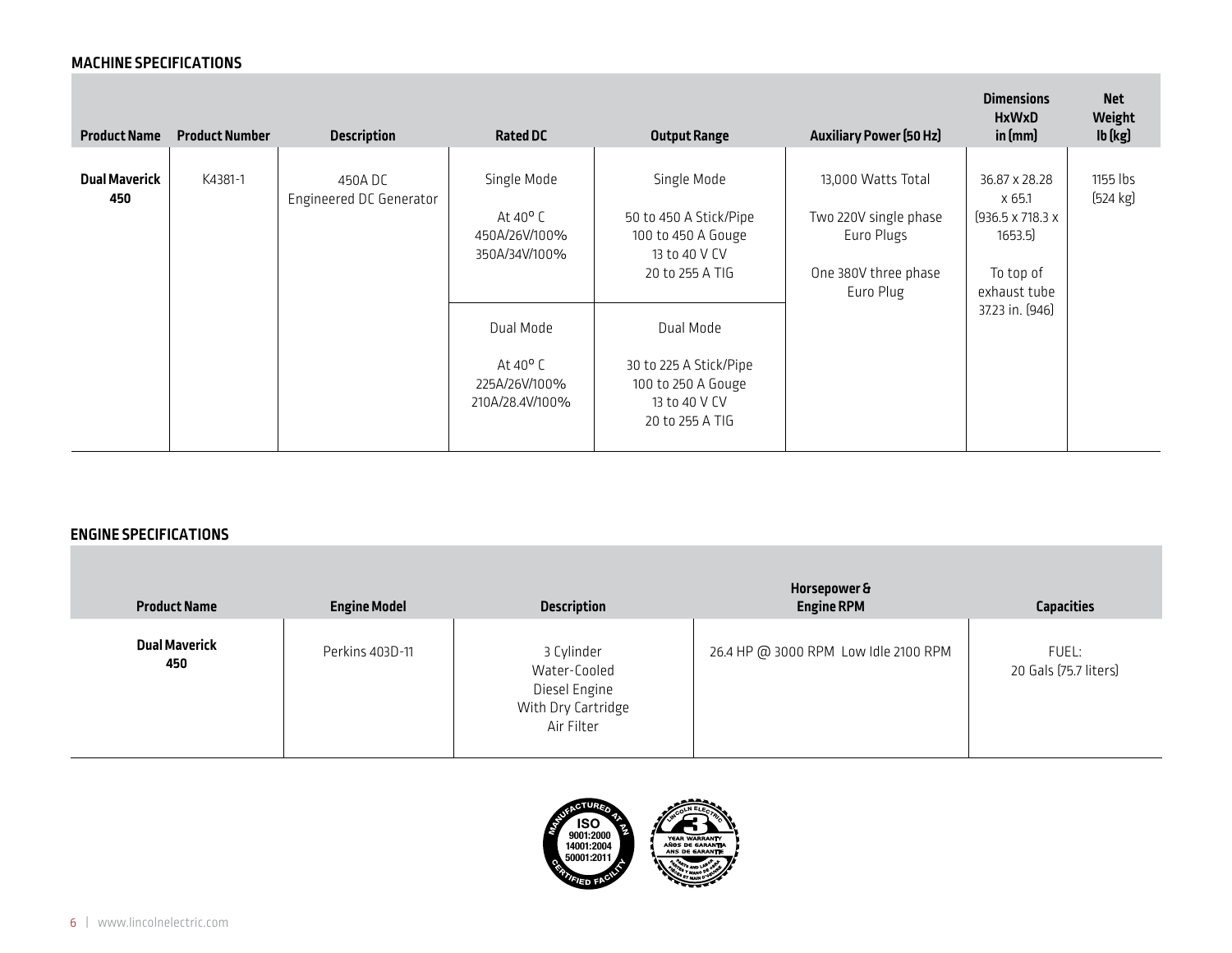## MACHINE SPECIFICATIONS

| Product Name | Product Number | Description | Rated DC | Output Range | Auxiliary Power (50 Hz) | Dimensions HxWxD in (mm) | Net Weight lb (kg) |
|---|---|---|---|---|---|---|---|
| **Dual Maverick 450** | K4381-1 | 450A DC Engineered DC Generator | Single Mode<br><br>At 40° C<br>450A/26V/100%<br>350A/34V/100% | Single Mode<br><br>50 to 450 A Stick/Pipe<br>100 to 450 A Gouge<br>13 to 40 V CV<br>20 to 255 A TIG | 13,000 Watts Total<br><br>Two 220V single phase Euro Plugs<br><br>One 380V three phase Euro Plug | 36.87 x 28.28 x 65.1<br>(936.5 x 718.3 x 1653.5)<br><br>To top of exhaust tube 37.23 in. (946) | 1155 lbs (524 kg) |
| | | | Dual Mode<br><br>At 40° C<br>225A/26V/100%<br>210A/28.4V/100% | Dual Mode<br><br>30 to 225 A Stick/Pipe<br>100 to 250 A Gouge<br>13 to 40 V CV<br>20 to 255 A TIG | | | |

## ENGINE SPECIFICATIONS

| Product Name | Engine Model | Description | Horsepower & Engine RPM | Capacities |
|---|---|---|---|---|
| **Dual Maverick 450** | Perkins 403D-11 | 3 Cylinder<br>Water-Cooled<br>Diesel Engine<br>With Dry Cartridge<br>Air Filter | 26.4 HP @ 3000 RPM Low Idle 2100 RPM | FUEL:<br>20 Gals (75.7 liters) |

MANUFACTURED AT AN ISO 9001:2000 14001:2004 50001:2011 CERTIFIED FACILITY

LINCOLN ELECTRIC 3 YEAR WARRANTY AÑOS DE GARANTIA ANS DE GARANTIE PARTS AND LABOR PIEZAS Y MANO DE OBRA PIÈCES ET MAIN D'OEUVRE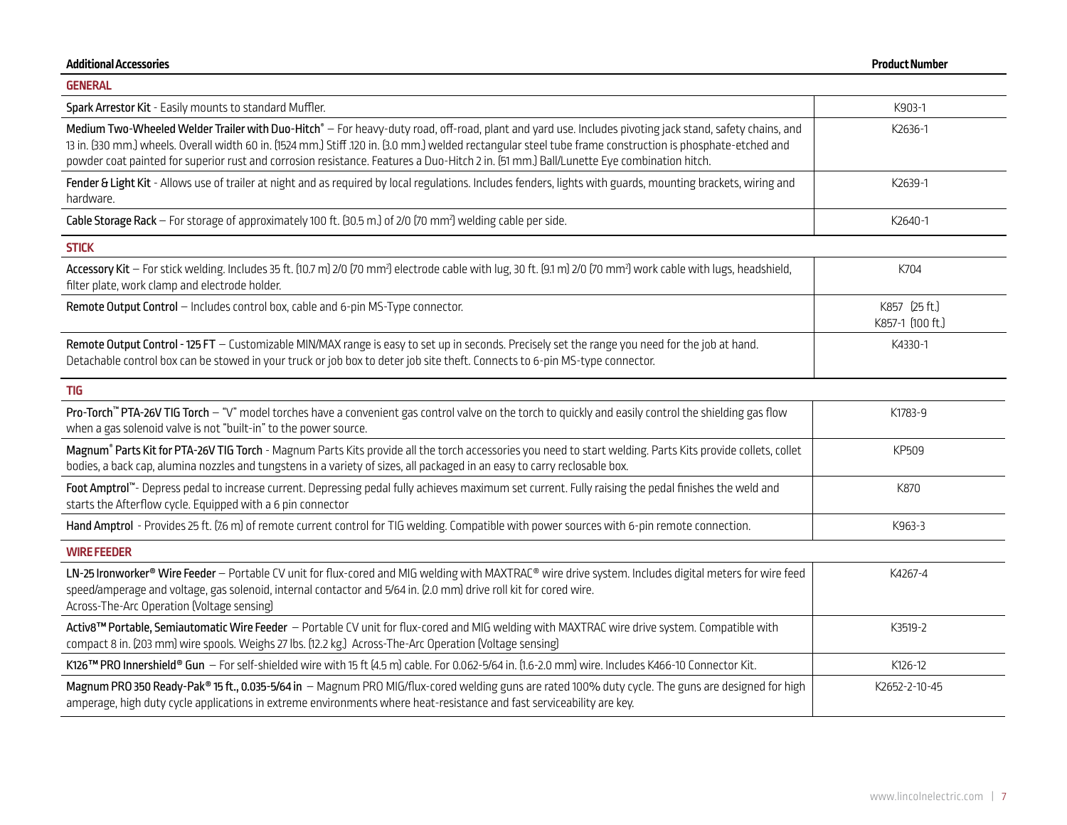| Additional Accessories | Product Number |
|---|---|
| **GENERAL** | |
| **Spark Arrestor Kit** - Easily mounts to standard Muffler. | K903-1 |
| **Medium Two-Wheeled Welder Trailer with Duo-Hitch®** – For heavy-duty road, off-road, plant and yard use. Includes pivoting jack stand, safety chains, and 13 in. (330 mm.) wheels. Overall width 60 in. (1524 mm.) Stiff .120 in. (3.0 mm.) welded rectangular steel tube frame construction is phosphate-etched and powder coat painted for superior rust and corrosion resistance. Features a Duo-Hitch 2 in. (51 mm.) Ball/Lunette Eye combination hitch. | K2636-1 |
| **Fender & Light Kit** - Allows use of trailer at night and as required by local regulations. Includes fenders, lights with guards, mounting brackets, wiring and hardware. | K2639-1 |
| **Cable Storage Rack** – For storage of approximately 100 ft. (30.5 m.) of 2/0 (70 mm²) welding cable per side. | K2640-1 |
| **STICK** | |
| **Accessory Kit** – For stick welding. Includes 35 ft. (10.7 m) 2/0 (70 mm²) electrode cable with lug, 30 ft. (9.1 m) 2/0 (70 mm²) work cable with lugs, headshield, filter plate, work clamp and electrode holder. | K704 |
| **Remote Output Control** – Includes control box, cable and 6-pin MS-Type connector. | K857 (25 ft.)<br>K857-1 (100 ft.) |
| **Remote Output Control - 125 FT** – Customizable MIN/MAX range is easy to set up in seconds. Precisely set the range you need for the job at hand. Detachable control box can be stowed in your truck or job box to deter job site theft. Connects to 6-pin MS-type connector. | K4330-1 |
| **TIG** | |
| **Pro-Torch™ PTA-26V TIG Torch** – "V" model torches have a convenient gas control valve on the torch to quickly and easily control the shielding gas flow when a gas solenoid valve is not "built-in" to the power source. | K1783-9 |
| **Magnum® Parts Kit for PTA-26V TIG Torch** - Magnum Parts Kits provide all the torch accessories you need to start welding. Parts Kits provide collets, collet bodies, a back cap, alumina nozzles and tungstens in a variety of sizes, all packaged in an easy to carry reclosable box. | KP509 |
| **Foot Amptrol™**- Depress pedal to increase current. Depressing pedal fully achieves maximum set current. Fully raising the pedal finishes the weld and starts the Afterflow cycle. Equipped with a 6 pin connector | K870 |
| **Hand Amptrol** - Provides 25 ft. (7.6 m) of remote current control for TIG welding. Compatible with power sources with 6-pin remote connection. | K963-3 |
| **WIRE FEEDER** | |
| **LN-25 Ironworker® Wire Feeder** – Portable CV unit for flux-cored and MIG welding with MAXTRAC® wire drive system. Includes digital meters for wire feed speed/amperage and voltage, gas solenoid, internal contactor and 5/64 in. (2.0 mm) drive roll kit for cored wire.<br>Across-The-Arc Operation (Voltage sensing) | K4267-4 |
| **Activ8™ Portable, Semiautomatic Wire Feeder** – Portable CV unit for flux-cored and MIG welding with MAXTRAC wire drive system. Compatible with compact 8 in. (203 mm) wire spools. Weighs 27 lbs. (12.2 kg.) Across-The-Arc Operation (Voltage sensing) | K3519-2 |
| **K126™ PRO Innershield® Gun** – For self-shielded wire with 15 ft (4.5 m) cable. For 0.062-5/64 in. (1.6-2.0 mm) wire. Includes K466-10 Connector Kit. | K126-12 |
| **Magnum PRO 350 Ready-Pak® 15 ft., 0.035-5/64 in** – Magnum PRO MIG/flux-cored welding guns are rated 100% duty cycle. The guns are designed for high amperage, high duty cycle applications in extreme environments where heat-resistance and fast serviceability are key. | K2652-2-10-45 |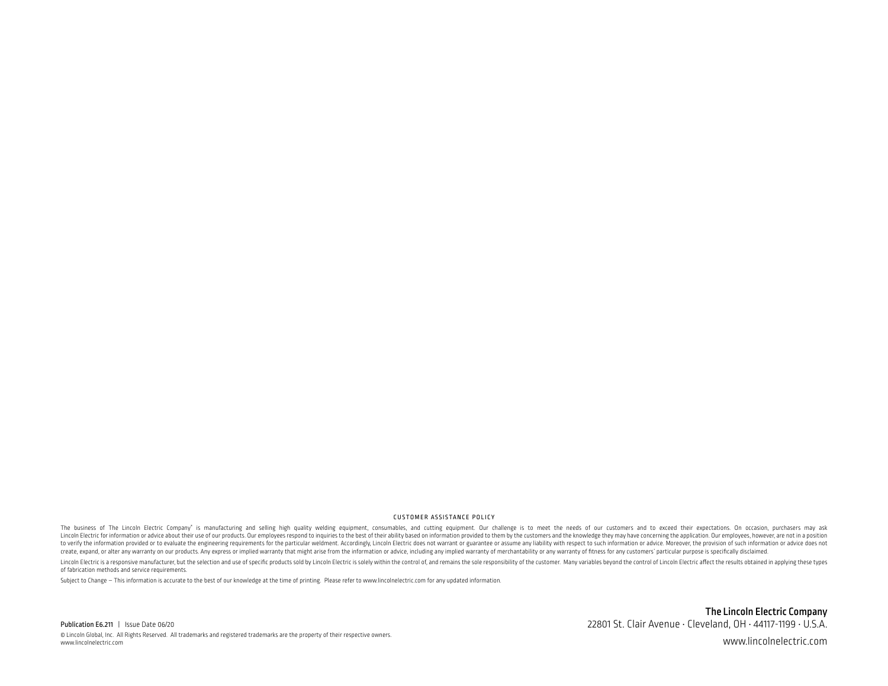## CUSTOMER ASSISTANCE POLICY

The business of The Lincoln Electric Company® is manufacturing and selling high quality welding equipment, consumables, and cutting equipment. Our challenge is to meet the needs of our customers and to exceed their expectations. On occasion, purchasers may ask Lincoln Electric for information or advice about their use of our products. Our employees respond to inquiries to the best of their ability based on information provided to them by the customers and the knowledge they may have concerning the application. Our employees, however, are not in a position to verify the information provided or to evaluate the engineering requirements for the particular weldment. Accordingly, Lincoln Electric does not warrant or guarantee or assume any liability with respect to such information or advice. Moreover, the provision of such information or advice does not create, expand, or alter any warranty on our products. Any express or implied warranty that might arise from the information or advice, including any implied warranty of merchantability or any warranty of fitness for any customers' particular purpose is specifically disclaimed.

Lincoln Electric is a responsive manufacturer, but the selection and use of specific products sold by Lincoln Electric is solely within the control of, and remains the sole responsibility of the customer. Many variables beyond the control of Lincoln Electric affect the results obtained in applying these types of fabrication methods and service requirements.

Subject to Change — This information is accurate to the best of our knowledge at the time of printing. Please refer to www.lincolnelectric.com for any updated information.

**Publication E6.211** | Issue Date 06/20

© Lincoln Global, Inc. All Rights Reserved. All trademarks and registered trademarks are the property of their respective owners.
www.lincolnelectric.com

**The Lincoln Electric Company**
22801 St. Clair Avenue · Cleveland, OH · 44117-1199 · U.S.A.

www.lincolnelectric.com